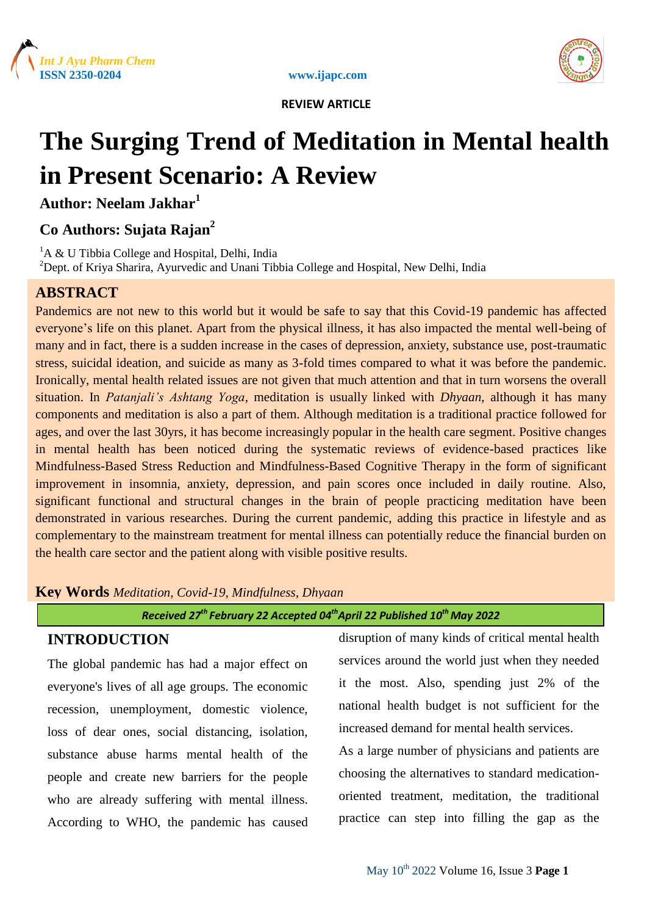REVIEW ARTICLE

# The Surging Trend of Meditation in Mental health in Present Scenario: A Review

**Author: Neelam Jakhar[1]**

**Co Authors: Sujata Rajan[2]**

[1]A & U Tibbia College and Hospital, Delhi, India
[2]Dept. of Kriya Sharira, Ayurvedic and Unani Tibbia College and Hospital, New Delhi, India

## ABSTRACT

Pandemics are not new to this world but it would be safe to say that this Covid-19 pandemic has affected everyone's life on this planet. Apart from the physical illness, it has also impacted the mental well-being of many and in fact, there is a sudden increase in the cases of depression, anxiety, substance use, post-traumatic stress, suicidal ideation, and suicide as many as 3-fold times compared to what it was before the pandemic. Ironically, mental health related issues are not given that much attention and that in turn worsens the overall situation. In *Patanjali's Ashtang Yoga*, meditation is usually linked with *Dhyaan*, although it has many components and meditation is also a part of them. Although meditation is a traditional practice followed for ages, and over the last 30yrs, it has become increasingly popular in the health care segment. Positive changes in mental health has been noticed during the systematic reviews of evidence-based practices like Mindfulness-Based Stress Reduction and Mindfulness-Based Cognitive Therapy in the form of significant improvement in insomnia, anxiety, depression, and pain scores once included in daily routine. Also, significant functional and structural changes in the brain of people practicing meditation have been demonstrated in various researches. During the current pandemic, adding this practice in lifestyle and as complementary to the mainstream treatment for mental illness can potentially reduce the financial burden on the health care sector and the patient along with visible positive results.

**Key Words** *Meditation, Covid-19, Mindfulness, Dhyaan*

*Received 27th February 22 Accepted 04th April 22 Published 10th May 2022*

## INTRODUCTION

The global pandemic has had a major effect on everyone's lives of all age groups. The economic recession, unemployment, domestic violence, loss of dear ones, social distancing, isolation, substance abuse harms mental health of the people and create new barriers for the people who are already suffering with mental illness. According to WHO, the pandemic has caused disruption of many kinds of critical mental health services around the world just when they needed it the most. Also, spending just 2% of the national health budget is not sufficient for the increased demand for mental health services.

As a large number of physicians and patients are choosing the alternatives to standard medication-oriented treatment, meditation, the traditional practice can step into filling the gap as the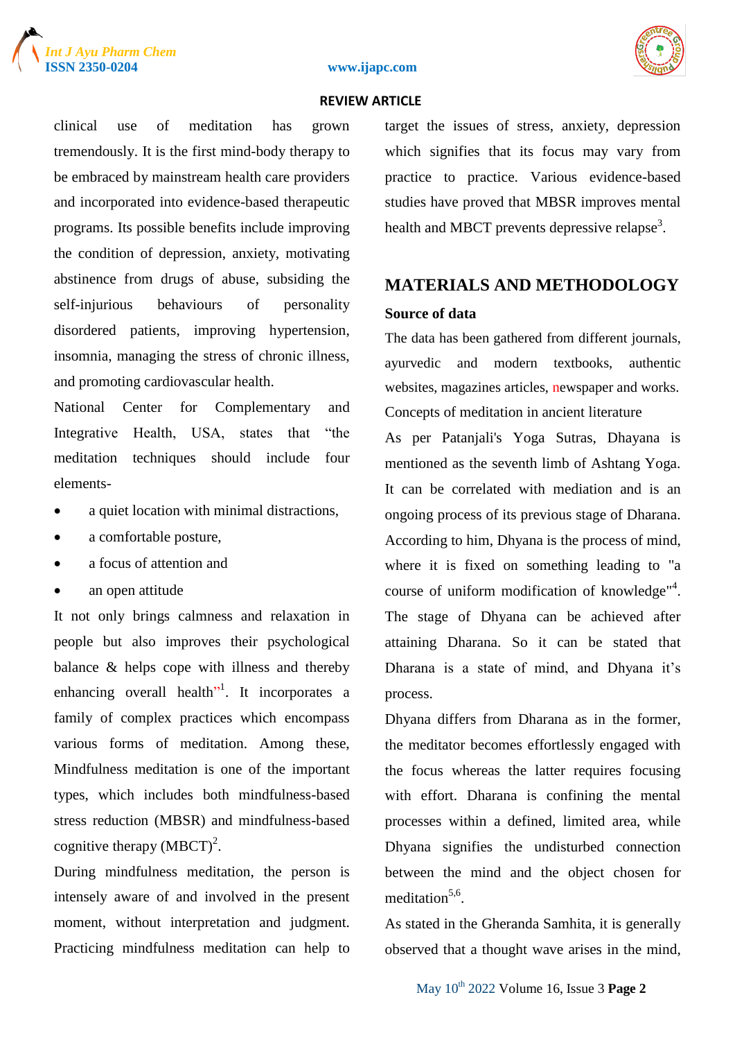clinical use of meditation has grown tremendously. It is the first mind-body therapy to be embraced by mainstream health care providers and incorporated into evidence-based therapeutic programs. Its possible benefits include improving the condition of depression, anxiety, motivating abstinence from drugs of abuse, subsiding the self-injurious behaviours of personality disordered patients, improving hypertension, insomnia, managing the stress of chronic illness, and promoting cardiovascular health.

National Center for Complementary and Integrative Health, USA, states that "the meditation techniques should include four elements-

- a quiet location with minimal distractions,
- a comfortable posture,
- a focus of attention and
- an open attitude

It not only brings calmness and relaxation in people but also improves their psychological balance & helps cope with illness and thereby enhancing overall health"[1]. It incorporates a family of complex practices which encompass various forms of meditation. Among these, Mindfulness meditation is one of the important types, which includes both mindfulness-based stress reduction (MBSR) and mindfulness-based cognitive therapy (MBCT)[2].

During mindfulness meditation, the person is intensely aware of and involved in the present moment, without interpretation and judgment. Practicing mindfulness meditation can help to target the issues of stress, anxiety, depression which signifies that its focus may vary from practice to practice. Various evidence-based studies have proved that MBSR improves mental health and MBCT prevents depressive relapse[3].

## MATERIALS AND METHODOLOGY

### Source of data

The data has been gathered from different journals, ayurvedic and modern textbooks, authentic websites, magazines articles, newspaper and works.

Concepts of meditation in ancient literature

As per Patanjali's Yoga Sutras, Dhayana is mentioned as the seventh limb of Ashtang Yoga. It can be correlated with mediation and is an ongoing process of its previous stage of Dharana. According to him, Dhyana is the process of mind, where it is fixed on something leading to "a course of uniform modification of knowledge"[4]. The stage of Dhyana can be achieved after attaining Dharana. So it can be stated that Dharana is a state of mind, and Dhyana it's process.

Dhyana differs from Dharana as in the former, the meditator becomes effortlessly engaged with the focus whereas the latter requires focusing with effort. Dharana is confining the mental processes within a defined, limited area, while Dhyana signifies the undisturbed connection between the mind and the object chosen for meditation[5,6].

As stated in the Gheranda Samhita, it is generally observed that a thought wave arises in the mind,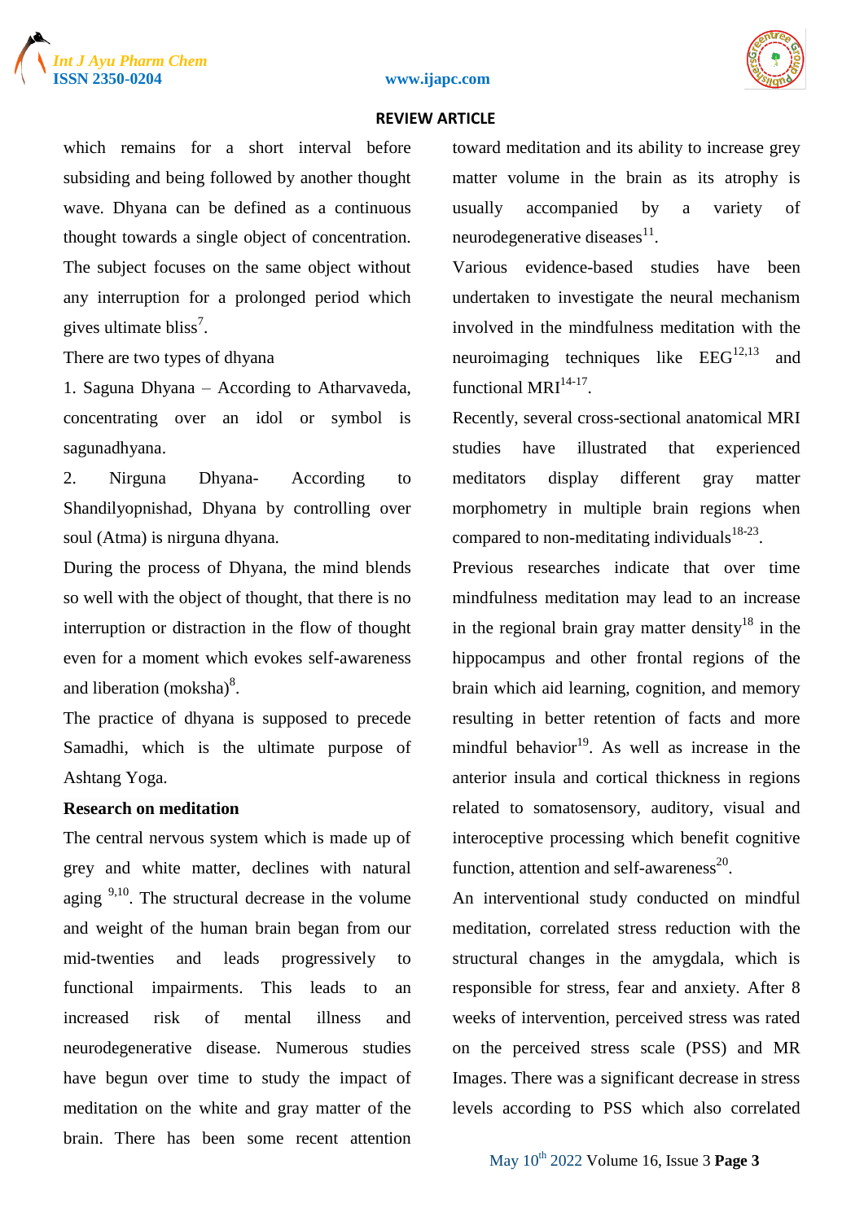which remains for a short interval before subsiding and being followed by another thought wave. Dhyana can be defined as a continuous thought towards a single object of concentration. The subject focuses on the same object without any interruption for a prolonged period which gives ultimate bliss[7].

There are two types of dhyana

1. Saguna Dhyana – According to Atharvaveda, concentrating over an idol or symbol is sagunadhyana.
2. Nirguna Dhyana- According to Shandilyopnishad, Dhyana by controlling over soul (Atma) is nirguna dhyana.

During the process of Dhyana, the mind blends so well with the object of thought, that there is no interruption or distraction in the flow of thought even for a moment which evokes self-awareness and liberation (moksha)[8].

The practice of dhyana is supposed to precede Samadhi, which is the ultimate purpose of Ashtang Yoga.

**Research on meditation**

The central nervous system which is made up of grey and white matter, declines with natural aging [9,10]. The structural decrease in the volume and weight of the human brain began from our mid-twenties and leads progressively to functional impairments. This leads to an increased risk of mental illness and neurodegenerative disease. Numerous studies have begun over time to study the impact of meditation on the white and gray matter of the brain. There has been some recent attention toward meditation and its ability to increase grey matter volume in the brain as its atrophy is usually accompanied by a variety of neurodegenerative diseases[11].

Various evidence-based studies have been undertaken to investigate the neural mechanism involved in the mindfulness meditation with the neuroimaging techniques like EEG[12,13] and functional MRI[14-17].

Recently, several cross-sectional anatomical MRI studies have illustrated that experienced meditators display different gray matter morphometry in multiple brain regions when compared to non-meditating individuals[18-23].

Previous researches indicate that over time mindfulness meditation may lead to an increase in the regional brain gray matter density[18] in the hippocampus and other frontal regions of the brain which aid learning, cognition, and memory resulting in better retention of facts and more mindful behavior[19]. As well as increase in the anterior insula and cortical thickness in regions related to somatosensory, auditory, visual and interoceptive processing which benefit cognitive function, attention and self-awareness[20].

An interventional study conducted on mindful meditation, correlated stress reduction with the structural changes in the amygdala, which is responsible for stress, fear and anxiety. After 8 weeks of intervention, perceived stress was rated on the perceived stress scale (PSS) and MR Images. There was a significant decrease in stress levels according to PSS which also correlated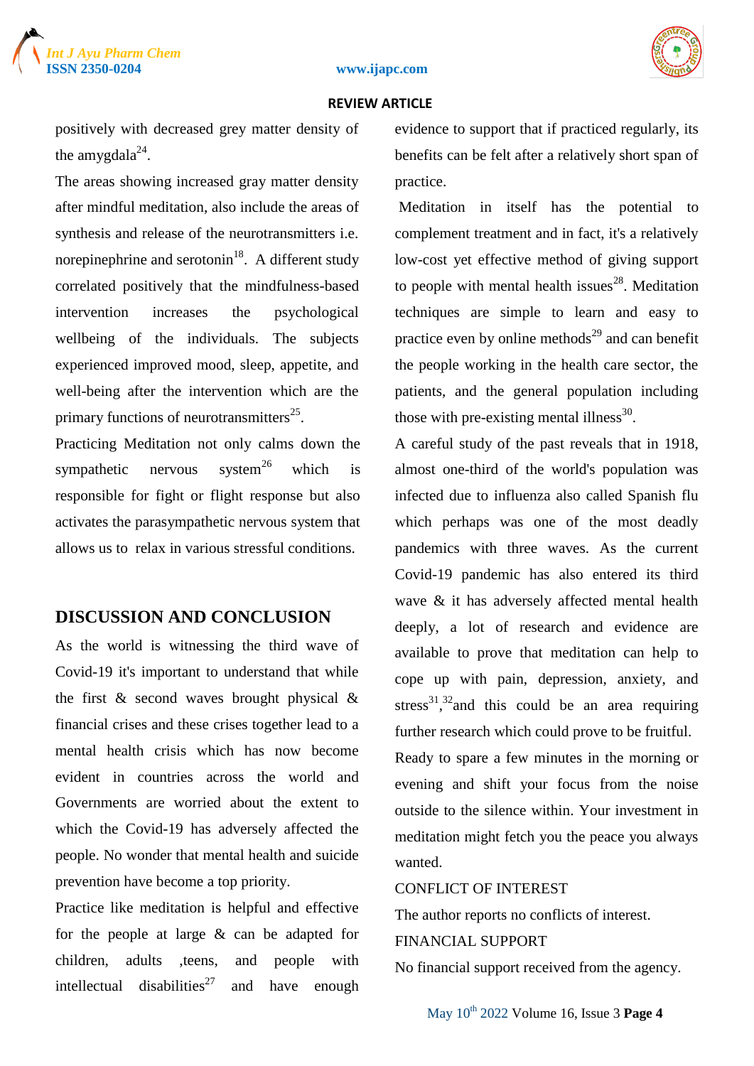positively with decreased grey matter density of the amygdala[24].

The areas showing increased gray matter density after mindful meditation, also include the areas of synthesis and release of the neurotransmitters i.e. norepinephrine and serotonin[18]. A different study correlated positively that the mindfulness-based intervention increases the psychological wellbeing of the individuals. The subjects experienced improved mood, sleep, appetite, and well-being after the intervention which are the primary functions of neurotransmitters[25].

Practicing Meditation not only calms down the sympathetic nervous system[26] which is responsible for fight or flight response but also activates the parasympathetic nervous system that allows us to relax in various stressful conditions.

## DISCUSSION AND CONCLUSION

As the world is witnessing the third wave of Covid-19 it's important to understand that while the first & second waves brought physical & financial crises and these crises together lead to a mental health crisis which has now become evident in countries across the world and Governments are worried about the extent to which the Covid-19 has adversely affected the people. No wonder that mental health and suicide prevention have become a top priority.

Practice like meditation is helpful and effective for the people at large & can be adapted for children, adults ,teens, and people with intellectual disabilities[27] and have enough evidence to support that if practiced regularly, its benefits can be felt after a relatively short span of practice.

Meditation in itself has the potential to complement treatment and in fact, it's a relatively low-cost yet effective method of giving support to people with mental health issues[28]. Meditation techniques are simple to learn and easy to practice even by online methods[29] and can benefit the people working in the health care sector, the patients, and the general population including those with pre-existing mental illness[30].

A careful study of the past reveals that in 1918, almost one-third of the world's population was infected due to influenza also called Spanish flu which perhaps was one of the most deadly pandemics with three waves. As the current Covid-19 pandemic has also entered its third wave & it has adversely affected mental health deeply, a lot of research and evidence are available to prove that meditation can help to cope up with pain, depression, anxiety, and stress[31],[32]and this could be an area requiring further research which could prove to be fruitful.

Ready to spare a few minutes in the morning or evening and shift your focus from the noise outside to the silence within. Your investment in meditation might fetch you the peace you always wanted.

CONFLICT OF INTEREST

The author reports no conflicts of interest.

FINANCIAL SUPPORT

No financial support received from the agency.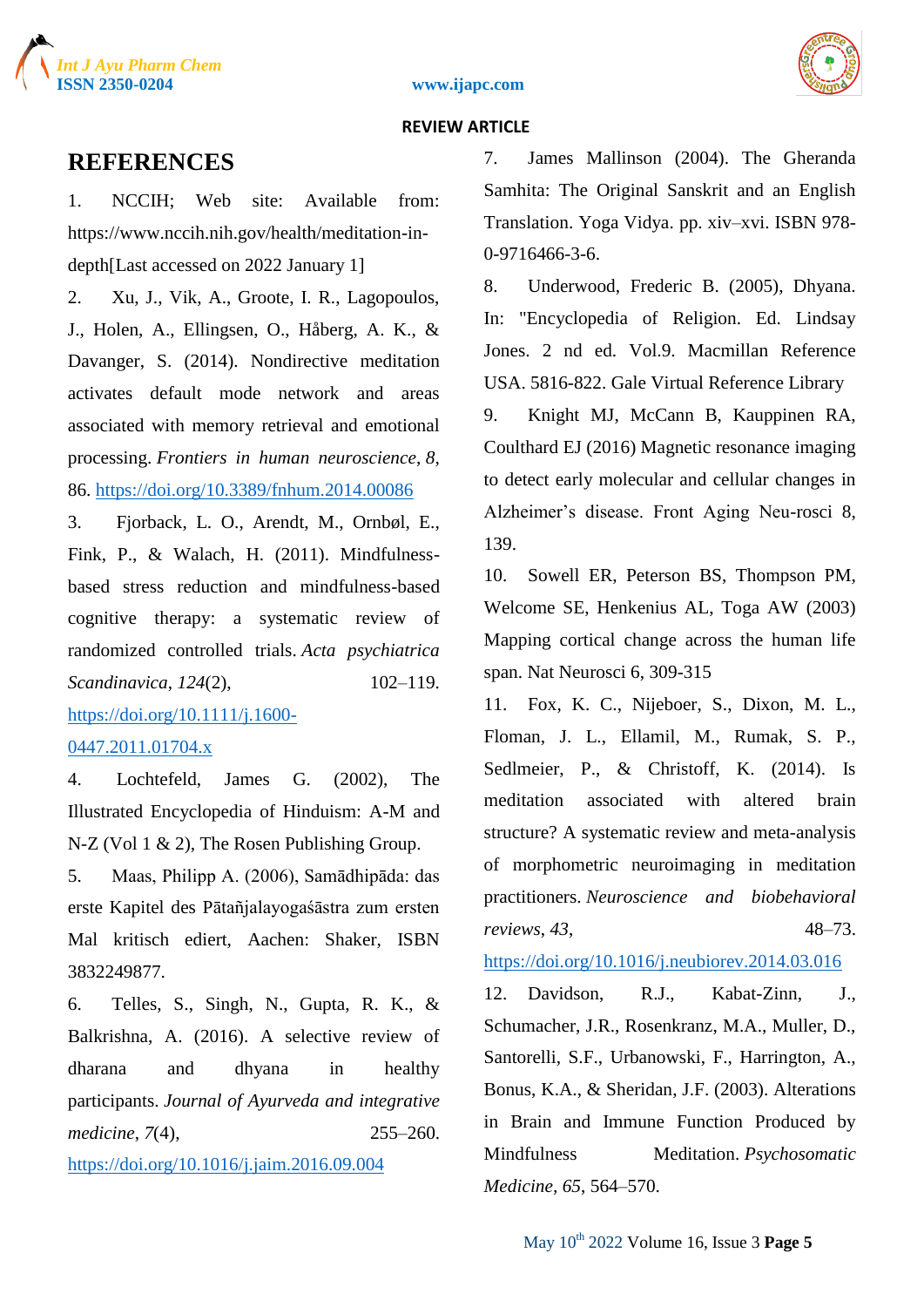# REFERENCES

1. NCCIH; Web site: Available from: https://www.nccih.nih.gov/health/meditation-in-depth[Last accessed on 2022 January 1]
2. Xu, J., Vik, A., Groote, I. R., Lagopoulos, J., Holen, A., Ellingsen, O., Håberg, A. K., & Davanger, S. (2014). Nondirective meditation activates default mode network and areas associated with memory retrieval and emotional processing. *Frontiers in human neuroscience*, *8*, 86. https://doi.org/10.3389/fnhum.2014.00086
3. Fjorback, L. O., Arendt, M., Ornbøl, E., Fink, P., & Walach, H. (2011). Mindfulness-based stress reduction and mindfulness-based cognitive therapy: a systematic review of randomized controlled trials. *Acta psychiatrica Scandinavica*, *124*(2), 102–119. https://doi.org/10.1111/j.1600-0447.2011.01704.x
4. Lochtefeld, James G. (2002), The Illustrated Encyclopedia of Hinduism: A-M and N-Z (Vol 1 & 2), The Rosen Publishing Group.
5. Maas, Philipp A. (2006), Samādhipāda: das erste Kapitel des Pātañjalayogaśāstra zum ersten Mal kritisch ediert, Aachen: Shaker, ISBN 3832249877.
6. Telles, S., Singh, N., Gupta, R. K., & Balkrishna, A. (2016). A selective review of dharana and dhyana in healthy participants. *Journal of Ayurveda and integrative medicine*, *7*(4), 255–260. https://doi.org/10.1016/j.jaim.2016.09.004
7. James Mallinson (2004). The Gheranda Samhita: The Original Sanskrit and an English Translation. Yoga Vidya. pp. xiv–xvi. ISBN 978-0-9716466-3-6.
8. Underwood, Frederic B. (2005), Dhyana. In: "Encyclopedia of Religion. Ed. Lindsay Jones. 2 nd ed. Vol.9. Macmillan Reference USA. 5816-822. Gale Virtual Reference Library
9. Knight MJ, McCann B, Kauppinen RA, Coulthard EJ (2016) Magnetic resonance imaging to detect early molecular and cellular changes in Alzheimer's disease. Front Aging Neu-rosci 8, 139.
10. Sowell ER, Peterson BS, Thompson PM, Welcome SE, Henkenius AL, Toga AW (2003) Mapping cortical change across the human life span. Nat Neurosci 6, 309-315
11. Fox, K. C., Nijeboer, S., Dixon, M. L., Floman, J. L., Ellamil, M., Rumak, S. P., Sedlmeier, P., & Christoff, K. (2014). Is meditation associated with altered brain structure? A systematic review and meta-analysis of morphometric neuroimaging in meditation practitioners. *Neuroscience and biobehavioral reviews*, *43*, 48–73. https://doi.org/10.1016/j.neubiorev.2014.03.016
12. Davidson, R.J., Kabat-Zinn, J., Schumacher, J.R., Rosenkranz, M.A., Muller, D., Santorelli, S.F., Urbanowski, F., Harrington, A., Bonus, K.A., & Sheridan, J.F. (2003). Alterations in Brain and Immune Function Produced by Mindfulness Meditation. *Psychosomatic Medicine*, *65*, 564–570.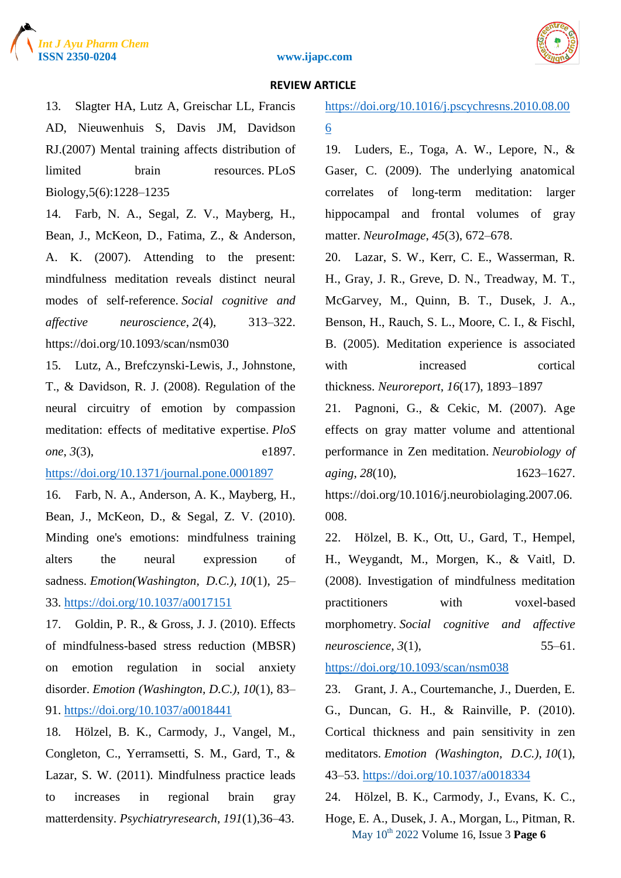13. Slagter HA, Lutz A, Greischar LL, Francis AD, Nieuwenhuis S, Davis JM, Davidson RJ.(2007) Mental training affects distribution of limited brain resources. PLoS Biology,5(6):1228–1235

14. Farb, N. A., Segal, Z. V., Mayberg, H., Bean, J., McKeon, D., Fatima, Z., & Anderson, A. K. (2007). Attending to the present: mindfulness meditation reveals distinct neural modes of self-reference. *Social cognitive and affective neuroscience*, *2*(4), 313–322. https://doi.org/10.1093/scan/nsm030

15. Lutz, A., Brefczynski-Lewis, J., Johnstone, T., & Davidson, R. J. (2008). Regulation of the neural circuitry of emotion by compassion meditation: effects of meditative expertise. *PloS one*, *3*(3), e1897. https://doi.org/10.1371/journal.pone.0001897

16. Farb, N. A., Anderson, A. K., Mayberg, H., Bean, J., McKeon, D., & Segal, Z. V. (2010). Minding one's emotions: mindfulness training alters the neural expression of sadness. *Emotion(Washington, D.C.)*, *10*(1), 25–33. https://doi.org/10.1037/a0017151

17. Goldin, P. R., & Gross, J. J. (2010). Effects of mindfulness-based stress reduction (MBSR) on emotion regulation in social anxiety disorder. *Emotion (Washington, D.C.)*, *10*(1), 83–91. https://doi.org/10.1037/a0018441

18. Hölzel, B. K., Carmody, J., Vangel, M., Congleton, C., Yerramsetti, S. M., Gard, T., & Lazar, S. W. (2011). Mindfulness practice leads to increases in regional brain gray matterdensity. *Psychiatryresearch*, *191*(1),36–43. https://doi.org/10.1016/j.pscychresns.2010.08.006

19. Luders, E., Toga, A. W., Lepore, N., & Gaser, C. (2009). The underlying anatomical correlates of long-term meditation: larger hippocampal and frontal volumes of gray matter. *NeuroImage*, *45*(3), 672–678.

20. Lazar, S. W., Kerr, C. E., Wasserman, R. H., Gray, J. R., Greve, D. N., Treadway, M. T., McGarvey, M., Quinn, B. T., Dusek, J. A., Benson, H., Rauch, S. L., Moore, C. I., & Fischl, B. (2005). Meditation experience is associated with increased cortical thickness. *Neuroreport*, *16*(17), 1893–1897

21. Pagnoni, G., & Cekic, M. (2007). Age effects on gray matter volume and attentional performance in Zen meditation. *Neurobiology of aging*, *28*(10), 1623–1627. https://doi.org/10.1016/j.neurobiolaging.2007.06.008.

22. Hölzel, B. K., Ott, U., Gard, T., Hempel, H., Weygandt, M., Morgen, K., & Vaitl, D. (2008). Investigation of mindfulness meditation practitioners with voxel-based morphometry. *Social cognitive and affective neuroscience*, *3*(1), 55–61. https://doi.org/10.1093/scan/nsm038

23. Grant, J. A., Courtemanche, J., Duerden, E. G., Duncan, G. H., & Rainville, P. (2010). Cortical thickness and pain sensitivity in zen meditators. *Emotion (Washington, D.C.)*, *10*(1), 43–53. https://doi.org/10.1037/a0018334

24. Hölzel, B. K., Carmody, J., Evans, K. C., Hoge, E. A., Dusek, J. A., Morgan, L., Pitman, R.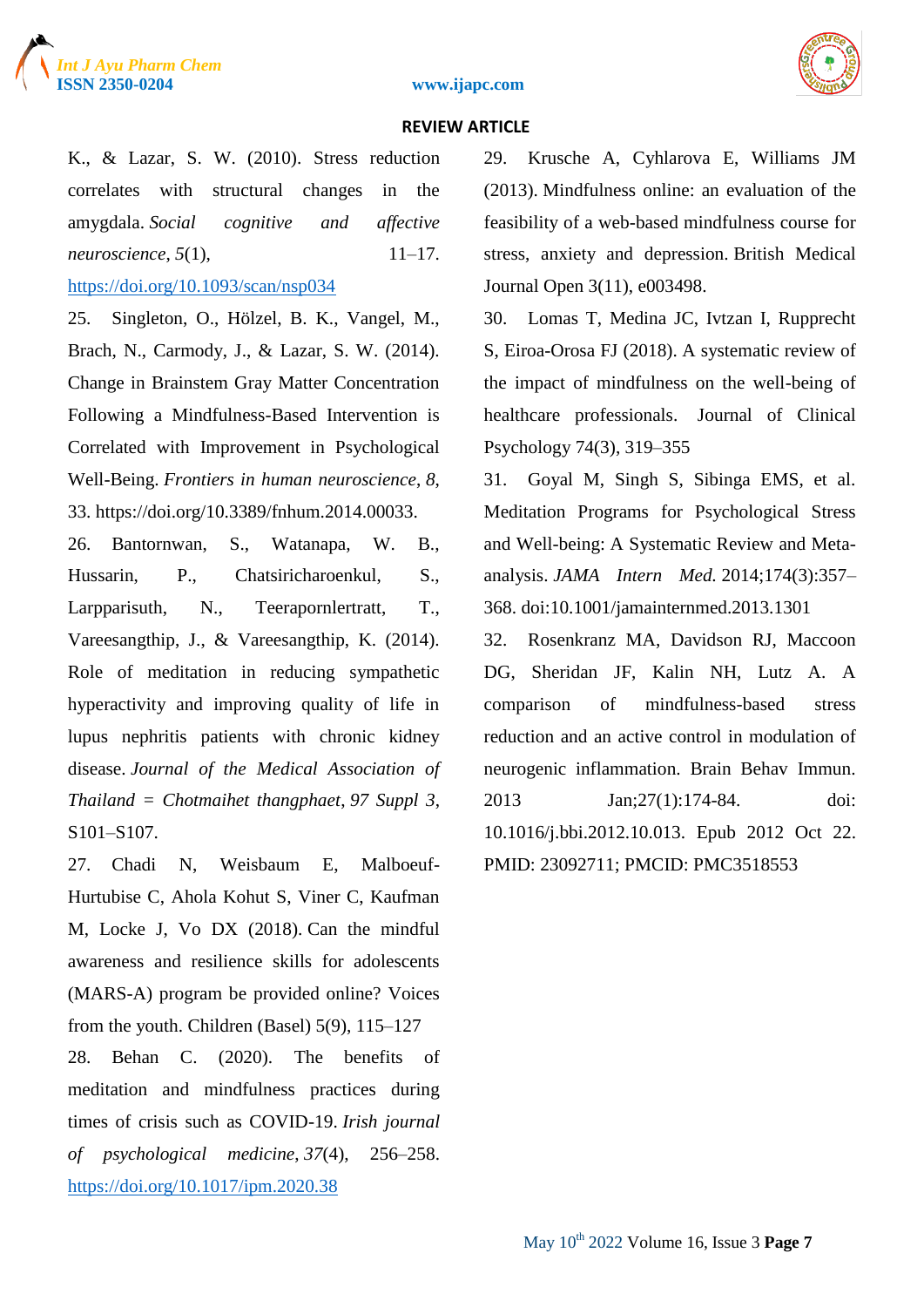K., & Lazar, S. W. (2010). Stress reduction correlates with structural changes in the amygdala. *Social cognitive and affective neuroscience*, *5*(1), 11–17. https://doi.org/10.1093/scan/nsp034

25. Singleton, O., Hölzel, B. K., Vangel, M., Brach, N., Carmody, J., & Lazar, S. W. (2014). Change in Brainstem Gray Matter Concentration Following a Mindfulness-Based Intervention is Correlated with Improvement in Psychological Well-Being. *Frontiers in human neuroscience*, *8*, 33. https://doi.org/10.3389/fnhum.2014.00033.

26. Bantornwan, S., Watanapa, W. B., Hussarin, P., Chatsiricharoenkul, S., Larpparisuth, N., Teerapornlertratt, T., Vareesangthip, J., & Vareesangthip, K. (2014). Role of meditation in reducing sympathetic hyperactivity and improving quality of life in lupus nephritis patients with chronic kidney disease. *Journal of the Medical Association of Thailand = Chotmaihet thangphaet*, *97 Suppl 3*, S101–S107.

27. Chadi N, Weisbaum E, Malboeuf-Hurtubise C, Ahola Kohut S, Viner C, Kaufman M, Locke J, Vo DX (2018). Can the mindful awareness and resilience skills for adolescents (MARS-A) program be provided online? Voices from the youth. Children (Basel) 5(9), 115–127

28. Behan C. (2020). The benefits of meditation and mindfulness practices during times of crisis such as COVID-19. *Irish journal of psychological medicine*, *37*(4), 256–258. https://doi.org/10.1017/ipm.2020.38

29. Krusche A, Cyhlarova E, Williams JM (2013). Mindfulness online: an evaluation of the feasibility of a web-based mindfulness course for stress, anxiety and depression. British Medical Journal Open 3(11), e003498.

30. Lomas T, Medina JC, Ivtzan I, Rupprecht S, Eiroa-Orosa FJ (2018). A systematic review of the impact of mindfulness on the well-being of healthcare professionals. Journal of Clinical Psychology 74(3), 319–355

31. Goyal M, Singh S, Sibinga EMS, et al. Meditation Programs for Psychological Stress and Well-being: A Systematic Review and Meta-analysis. *JAMA Intern Med.* 2014;174(3):357–368. doi:10.1001/jamainternmed.2013.1301

32. Rosenkranz MA, Davidson RJ, Maccoon DG, Sheridan JF, Kalin NH, Lutz A. A comparison of mindfulness-based stress reduction and an active control in modulation of neurogenic inflammation. Brain Behav Immun. 2013 Jan;27(1):174-84. doi: 10.1016/j.bbi.2012.10.013. Epub 2012 Oct 22. PMID: 23092711; PMCID: PMC3518553